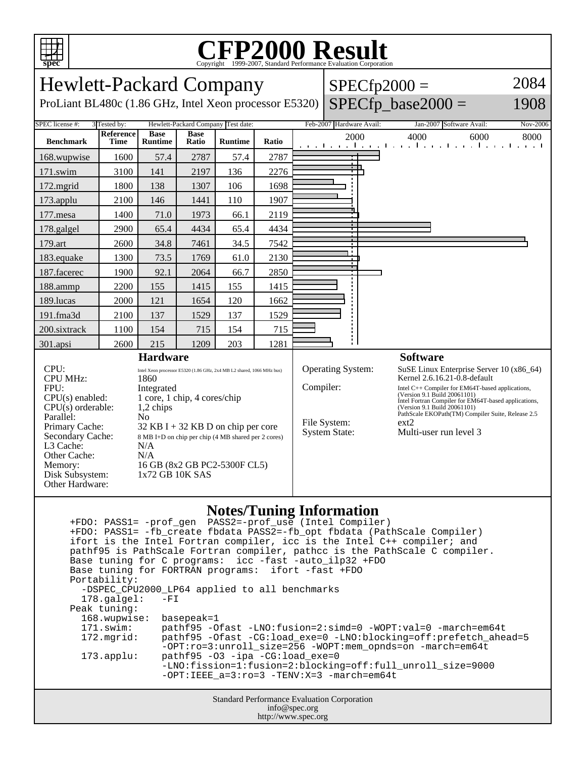# CFP2000 Result

Copyright 1999-2007, Standard Performance Evaluation Corporation

## Hewlett-Packard Company

ProLiant BL480c (1.86 GHz, Intel Xeon processor E5320)

SPECfp2000 = 2084

SPECfp_base2000 = 1908

| SPEC license #: | 3 | Tested by: | Hewlett-Packard Company | Test date: | Feb-2007 | Hardware Avail: | Jan-2007 | Software Avail: | Nov-2006 |
|---|---|---|---|---|---|---|---|---|---|

| Benchmark | Reference Time | Base Runtime | Base Ratio | Runtime | Ratio |
|---|---|---|---|---|---|
| 168.wupwise | 1600 | 57.4 | 2787 | 57.4 | 2787 |
| 171.swim | 3100 | 141 | 2197 | 136 | 2276 |
| 172.mgrid | 1800 | 138 | 1307 | 106 | 1698 |
| 173.applu | 2100 | 146 | 1441 | 110 | 1907 |
| 177.mesa | 1400 | 71.0 | 1973 | 66.1 | 2119 |
| 178.galgel | 2900 | 65.4 | 4434 | 65.4 | 4434 |
| 179.art | 2600 | 34.8 | 7461 | 34.5 | 7542 |
| 183.equake | 1300 | 73.5 | 1769 | 61.0 | 2130 |
| 187.facerec | 1900 | 92.1 | 2064 | 66.7 | 2850 |
| 188.ammp | 2200 | 155 | 1415 | 155 | 1415 |
| 189.lucas | 2000 | 121 | 1654 | 120 | 1662 |
| 191.fma3d | 2100 | 137 | 1529 | 137 | 1529 |
| 200.sixtrack | 1100 | 154 | 715 | 154 | 715 |
| 301.apsi | 2600 | 215 | 1209 | 203 | 1281 |

### Hardware

| | |
|---|---|
| CPU: | Intel Xeon processor E5320 (1.86 GHz, 2x4 MB L2 shared, 1066 MHz bus) |
| CPU MHz: | 1860 |
| FPU: | Integrated |
| CPU(s) enabled: | 1 core, 1 chip, 4 cores/chip |
| CPU(s) orderable: | 1,2 chips |
| Parallel: | No |
| Primary Cache: | 32 KB I + 32 KB D on chip per core |
| Secondary Cache: | 8 MB I+D on chip per chip (4 MB shared per 2 cores) |
| L3 Cache: | N/A |
| Other Cache: | N/A |
| Memory: | 16 GB (8x2 GB PC2-5300F CL5) |
| Disk Subsystem: | 1x72 GB 10K SAS |
| Other Hardware: | |

### Software

| | |
|---|---|
| Operating System: | SuSE Linux Enterprise Server 10 (x86_64) Kernel 2.6.16.21-0.8-default |
| Compiler: | Intel C++ Compiler for EM64T-based applications, (Version 9.1 Build 20061101) Intel Fortran Compiler for EM64T-based applications, (Version 9.1 Build 20061101) PathScale EKOPath(TM) Compiler Suite, Release 2.5 |
| File System: | ext2 |
| System State: | Multi-user run level 3 |

### Notes/Tuning Information

```
+FDO: PASS1= -prof_gen  PASS2=-prof_use (Intel Compiler)
+FDO: PASS1= -fb_create fbdata PASS2=-fb_opt fbdata (PathScale Compiler)
ifort is the Intel Fortran compiler, icc is the Intel C++ compiler; and
pathf95 is PathScale Fortran compiler, pathcc is the PathScale C compiler.
Base tuning for C programs:  icc -fast -auto_ilp32 +FDO
Base tuning for FORTRAN programs:  ifort -fast +FDO
Portability:
  -DSPEC_CPU2000_LP64 applied to all benchmarks
  178.galgel:   -FI
Peak tuning:
  168.wupwise:  basepeak=1
  171.swim:     pathf95 -Ofast -LNO:fusion=2:simd=0 -WOPT:val=0 -march=em64t
  172.mgrid:    pathf95 -Ofast -CG:load_exe=0 -LNO:blocking=off:prefetch_ahead=5
                -OPT:ro=3:unroll_size=256 -WOPT:mem_opnds=on -march=em64t
  173.applu:    pathf95 -O3 -ipa -CG:load_exe=0
                -LNO:fission=1:fusion=2:blocking=off:full_unroll_size=9000
                -OPT:IEEE_a=3:ro=3 -TENV:X=3 -march=em64t
```

Standard Performance Evaluation Corporation
info@spec.org
http://www.spec.org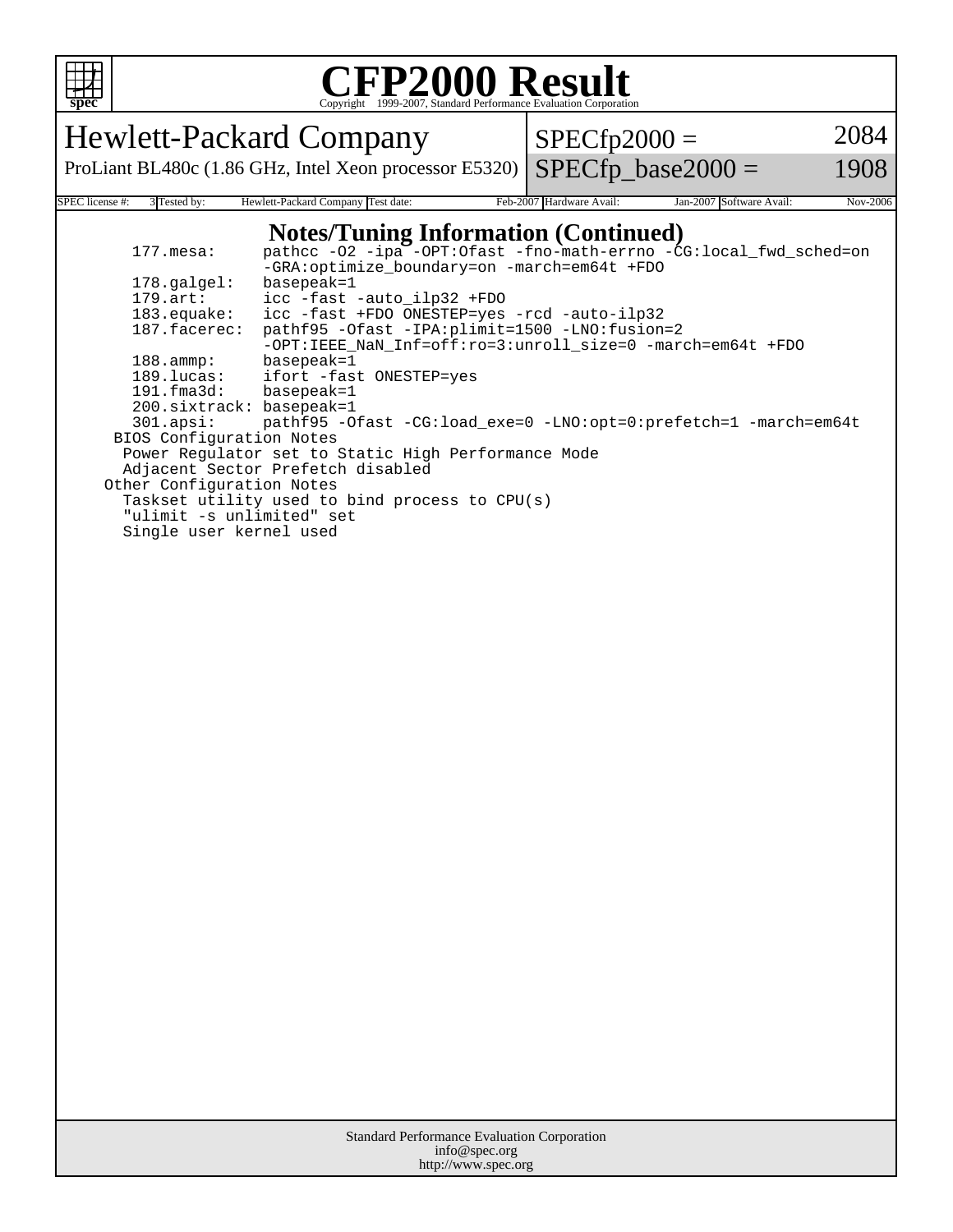# CFP2000 Result

Copyright 1999-2007, Standard Performance Evaluation Corporation

## Hewlett-Packard Company

ProLiant BL480c (1.86 GHz, Intel Xeon processor E5320)

SPECfp2000 = 2084

SPECfp_base2000 = 1908

| SPEC license #: | 3 | Tested by: | Hewlett-Packard Company | Test date: | Feb-2007 | Hardware Avail: | Jan-2007 | Software Avail: | Nov-2006 |
|---|---|---|---|---|---|---|---|---|---|

### Notes/Tuning Information (Continued)

```
       177.mesa:     pathcc -O2 -ipa -OPT:Ofast -fno-math-errno -CG:local_fwd_sched=on
                     -GRA:optimize_boundary=on -march=em64t +FDO
       178.galgel:   basepeak=1
       179.art:      icc -fast -auto_ilp32 +FDO
       183.equake:   icc -fast +FDO ONESTEP=yes -rcd -auto-ilp32
       187.facerec:  pathf95 -Ofast -IPA:plimit=1500 -LNO:fusion=2
                     -OPT:IEEE_NaN_Inf=off:ro=3:unroll_size=0 -march=em64t +FDO
       188.ammp:     basepeak=1
       189.lucas:    ifort -fast ONESTEP=yes
       191.fma3d:    basepeak=1
       200.sixtrack: basepeak=1
       301.apsi:     pathf95 -Ofast -CG:load_exe=0 -LNO:opt=0:prefetch=1 -march=em64t
    BIOS Configuration Notes
     Power Regulator set to Static High Performance Mode
     Adjacent Sector Prefetch disabled
   Other Configuration Notes
     Taskset utility used to bind process to CPU(s)
     "ulimit -s unlimited" set
     Single user kernel used
```

Standard Performance Evaluation Corporation
info@spec.org
http://www.spec.org